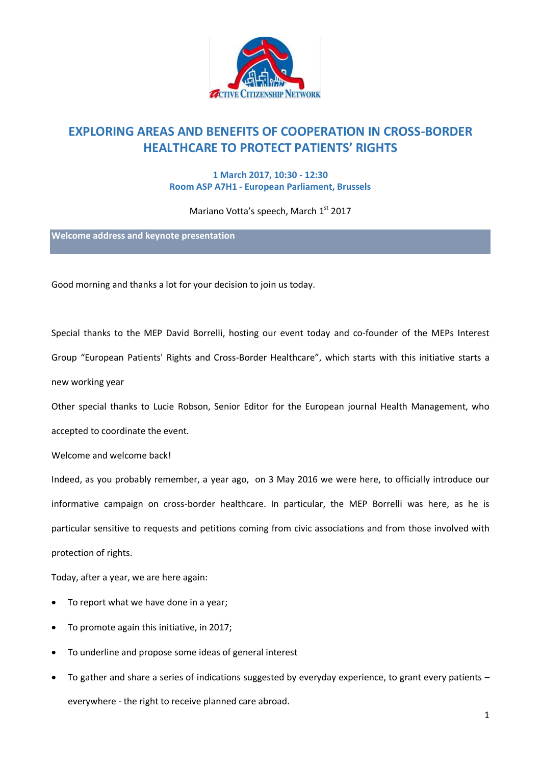# EXPLORING AREAS AND BENEFITS OF COOPERATION IN CROSS-BORDER HEALTHCARE TO PROTECT PATIENTS' RIGHTS

**1 March 2017, 10:30 - 12:30**
**Room ASP A7H1 - European Parliament, Brussels**

Mariano Votta's speech, March 1st 2017

## Welcome address and keynote presentation

Good morning and thanks a lot for your decision to join us today.

Special thanks to the MEP David Borrelli, hosting our event today and co-founder of the MEPs Interest Group "European Patients' Rights and Cross-Border Healthcare", which starts with this initiative starts a new working year

Other special thanks to Lucie Robson, Senior Editor for the European journal Health Management, who accepted to coordinate the event.

Welcome and welcome back!

Indeed, as you probably remember, a year ago, on 3 May 2016 we were here, to officially introduce our informative campaign on cross-border healthcare. In particular, the MEP Borrelli was here, as he is particular sensitive to requests and petitions coming from civic associations and from those involved with protection of rights.

Today, after a year, we are here again:

- To report what we have done in a year;
- To promote again this initiative, in 2017;
- To underline and propose some ideas of general interest
- To gather and share a series of indications suggested by everyday experience, to grant every patients – everywhere - the right to receive planned care abroad.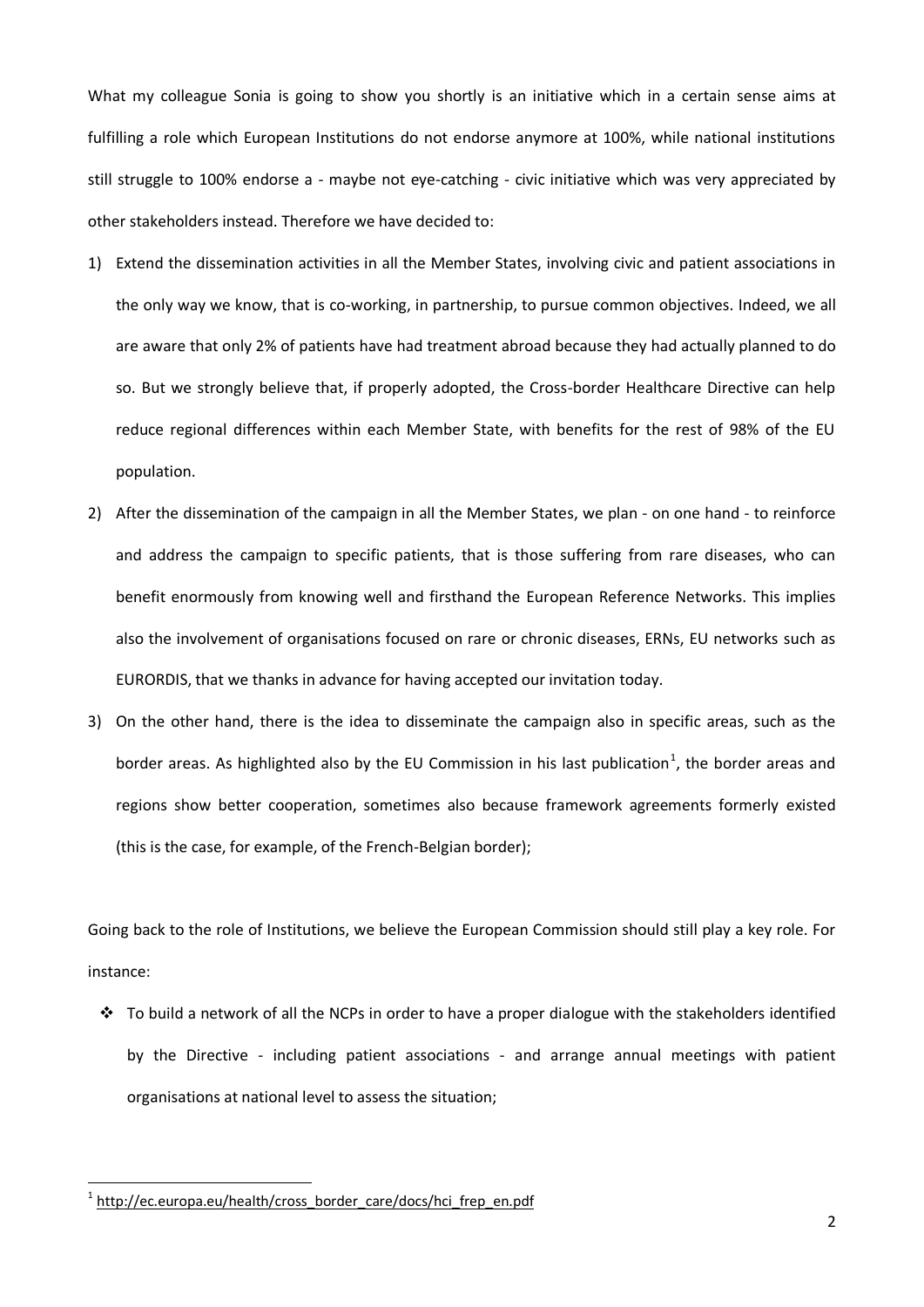What my colleague Sonia is going to show you shortly is an initiative which in a certain sense aims at fulfilling a role which European Institutions do not endorse anymore at 100%, while national institutions still struggle to 100% endorse a - maybe not eye-catching - civic initiative which was very appreciated by other stakeholders instead. Therefore we have decided to:

1) Extend the dissemination activities in all the Member States, involving civic and patient associations in the only way we know, that is co-working, in partnership, to pursue common objectives. Indeed, we all are aware that only 2% of patients have had treatment abroad because they had actually planned to do so. But we strongly believe that, if properly adopted, the Cross-border Healthcare Directive can help reduce regional differences within each Member State, with benefits for the rest of 98% of the EU population.
2) After the dissemination of the campaign in all the Member States, we plan - on one hand - to reinforce and address the campaign to specific patients, that is those suffering from rare diseases, who can benefit enormously from knowing well and firsthand the European Reference Networks. This implies also the involvement of organisations focused on rare or chronic diseases, ERNs, EU networks such as EURORDIS, that we thanks in advance for having accepted our invitation today.
3) On the other hand, there is the idea to disseminate the campaign also in specific areas, such as the border areas. As highlighted also by the EU Commission in his last publication[1], the border areas and regions show better cooperation, sometimes also because framework agreements formerly existed (this is the case, for example, of the French-Belgian border);

Going back to the role of Institutions, we believe the European Commission should still play a key role. For instance:

- To build a network of all the NCPs in order to have a proper dialogue with the stakeholders identified by the Directive - including patient associations - and arrange annual meetings with patient organisations at national level to assess the situation;

[1] http://ec.europa.eu/health/cross_border_care/docs/hci_frep_en.pdf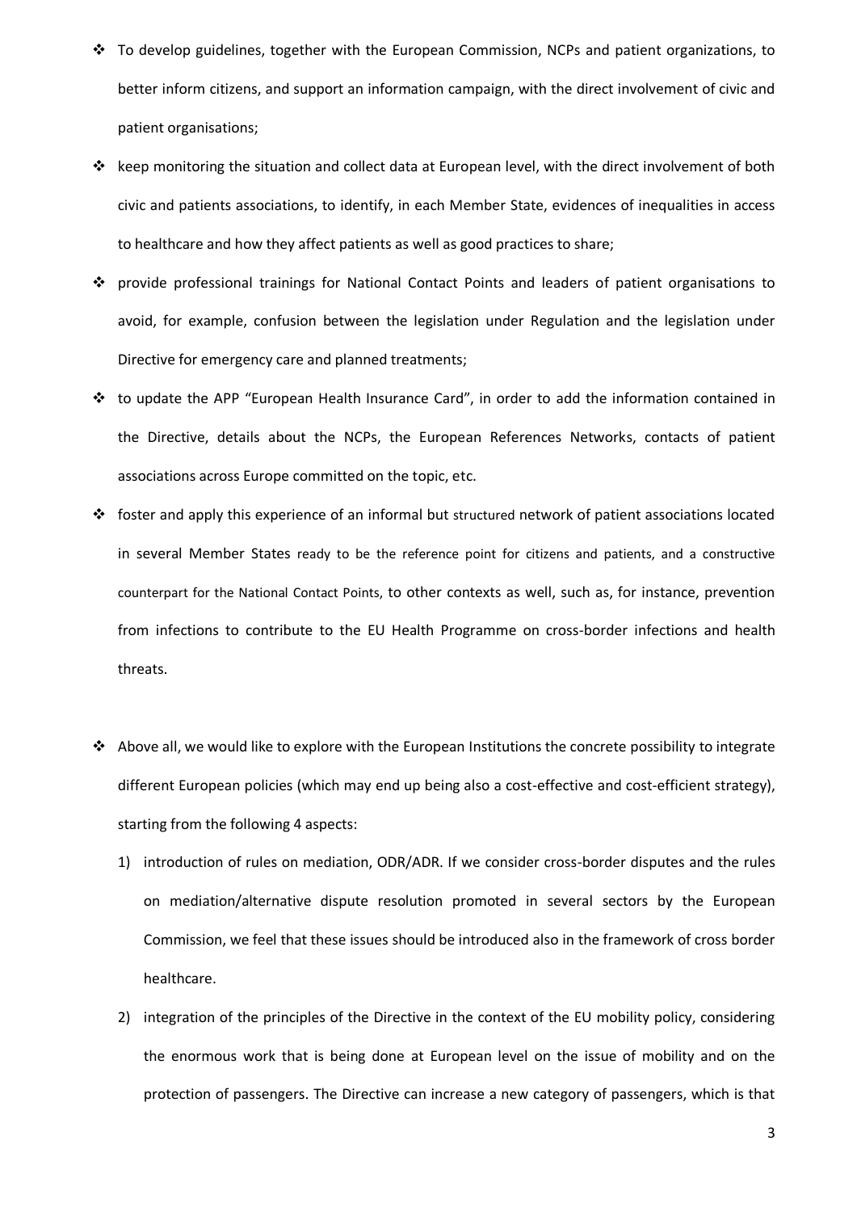- To develop guidelines, together with the European Commission, NCPs and patient organizations, to better inform citizens, and support an information campaign, with the direct involvement of civic and patient organisations;
- keep monitoring the situation and collect data at European level, with the direct involvement of both civic and patients associations, to identify, in each Member State, evidences of inequalities in access to healthcare and how they affect patients as well as good practices to share;
- provide professional trainings for National Contact Points and leaders of patient organisations to avoid, for example, confusion between the legislation under Regulation and the legislation under Directive for emergency care and planned treatments;
- to update the APP "European Health Insurance Card", in order to add the information contained in the Directive, details about the NCPs, the European References Networks, contacts of patient associations across Europe committed on the topic, etc.
- foster and apply this experience of an informal but structured network of patient associations located in several Member States ready to be the reference point for citizens and patients, and a constructive counterpart for the National Contact Points, to other contexts as well, such as, for instance, prevention from infections to contribute to the EU Health Programme on cross-border infections and health threats.

- Above all, we would like to explore with the European Institutions the concrete possibility to integrate different European policies (which may end up being also a cost-effective and cost-efficient strategy), starting from the following 4 aspects:
  1) introduction of rules on mediation, ODR/ADR. If we consider cross-border disputes and the rules on mediation/alternative dispute resolution promoted in several sectors by the European Commission, we feel that these issues should be introduced also in the framework of cross border healthcare.
  2) integration of the principles of the Directive in the context of the EU mobility policy, considering the enormous work that is being done at European level on the issue of mobility and on the protection of passengers. The Directive can increase a new category of passengers, which is that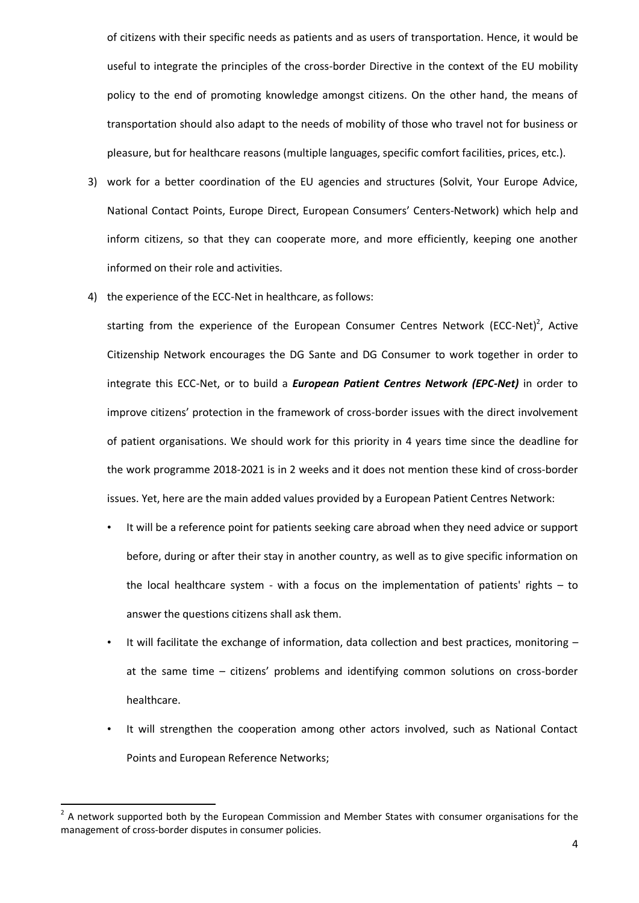of citizens with their specific needs as patients and as users of transportation. Hence, it would be useful to integrate the principles of the cross-border Directive in the context of the EU mobility policy to the end of promoting knowledge amongst citizens. On the other hand, the means of transportation should also adapt to the needs of mobility of those who travel not for business or pleasure, but for healthcare reasons (multiple languages, specific comfort facilities, prices, etc.).

3) work for a better coordination of the EU agencies and structures (Solvit, Your Europe Advice, National Contact Points, Europe Direct, European Consumers' Centers-Network) which help and inform citizens, so that they can cooperate more, and more efficiently, keeping one another informed on their role and activities.

4) the experience of the ECC-Net in healthcare, as follows:

   starting from the experience of the European Consumer Centres Network (ECC-Net)[2], Active Citizenship Network encourages the DG Sante and DG Consumer to work together in order to integrate this ECC-Net, or to build a ***European Patient Centres Network (EPC-Net)*** in order to improve citizens' protection in the framework of cross-border issues with the direct involvement of patient organisations. We should work for this priority in 4 years time since the deadline for the work programme 2018-2021 is in 2 weeks and it does not mention these kind of cross-border issues. Yet, here are the main added values provided by a European Patient Centres Network:

   - It will be a reference point for patients seeking care abroad when they need advice or support before, during or after their stay in another country, as well as to give specific information on the local healthcare system - with a focus on the implementation of patients' rights – to answer the questions citizens shall ask them.
   - It will facilitate the exchange of information, data collection and best practices, monitoring – at the same time – citizens' problems and identifying common solutions on cross-border healthcare.
   - It will strengthen the cooperation among other actors involved, such as National Contact Points and European Reference Networks;

---

[2] A network supported both by the European Commission and Member States with consumer organisations for the management of cross-border disputes in consumer policies.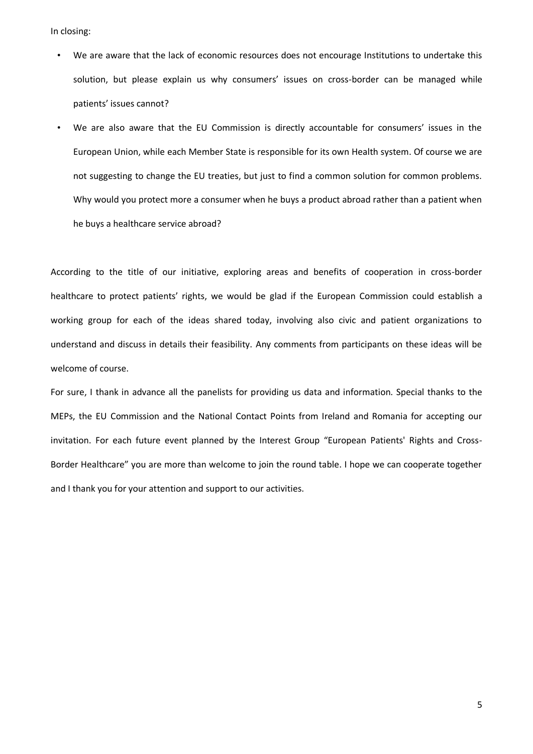In closing:

- We are aware that the lack of economic resources does not encourage Institutions to undertake this solution, but please explain us why consumers' issues on cross-border can be managed while patients' issues cannot?
- We are also aware that the EU Commission is directly accountable for consumers' issues in the European Union, while each Member State is responsible for its own Health system. Of course we are not suggesting to change the EU treaties, but just to find a common solution for common problems. Why would you protect more a consumer when he buys a product abroad rather than a patient when he buys a healthcare service abroad?

According to the title of our initiative, exploring areas and benefits of cooperation in cross-border healthcare to protect patients' rights, we would be glad if the European Commission could establish a working group for each of the ideas shared today, involving also civic and patient organizations to understand and discuss in details their feasibility. Any comments from participants on these ideas will be welcome of course.

For sure, I thank in advance all the panelists for providing us data and information. Special thanks to the MEPs, the EU Commission and the National Contact Points from Ireland and Romania for accepting our invitation. For each future event planned by the Interest Group "European Patients' Rights and Cross-Border Healthcare" you are more than welcome to join the round table. I hope we can cooperate together and I thank you for your attention and support to our activities.